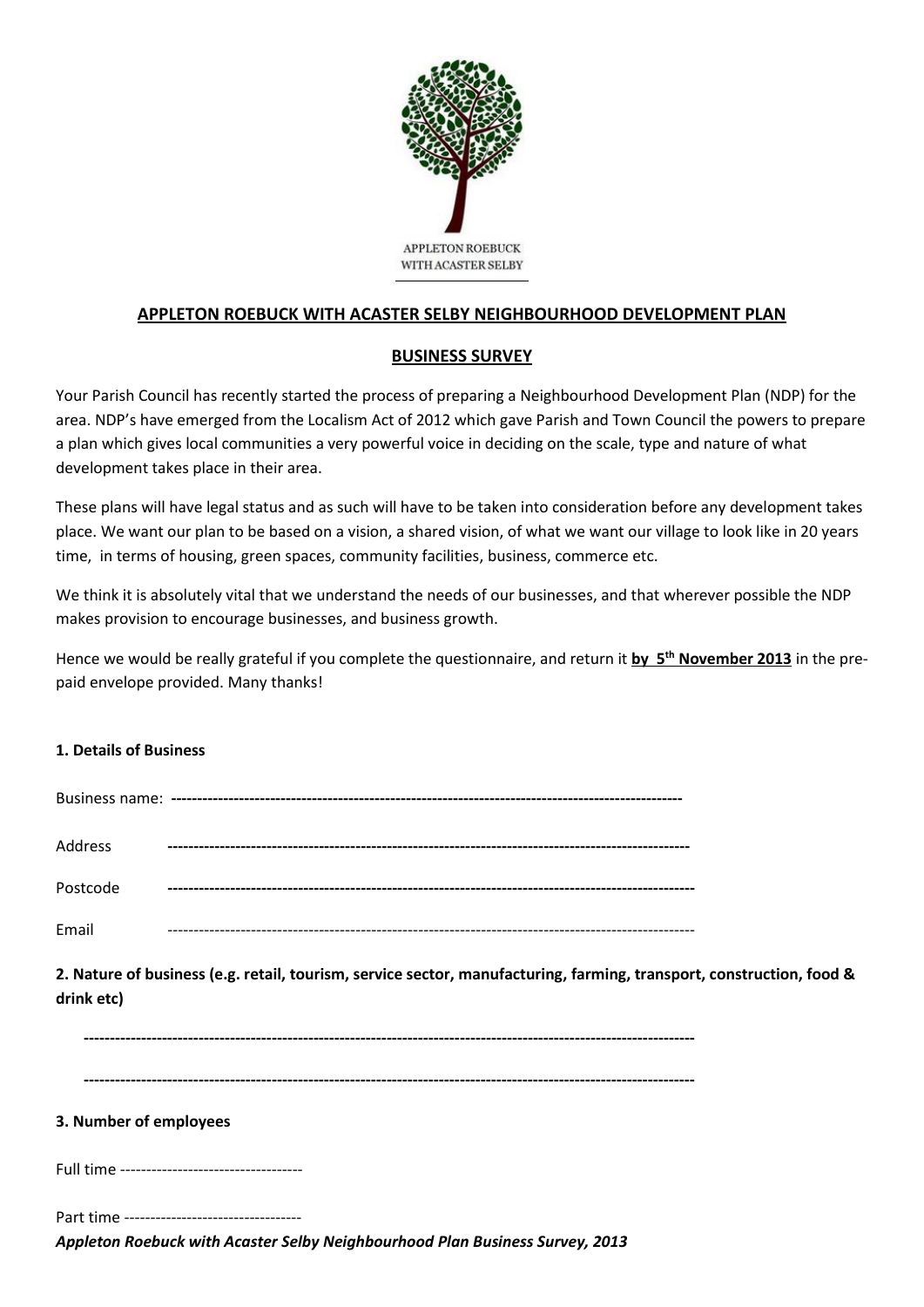APPLETON ROEBUCK
WITH ACASTER SELBY

## APPLETON ROEBUCK WITH ACASTER SELBY NEIGHBOURHOOD DEVELOPMENT PLAN

## BUSINESS SURVEY

Your Parish Council has recently started the process of preparing a Neighbourhood Development Plan (NDP) for the area. NDP's have emerged from the Localism Act of 2012 which gave Parish and Town Council the powers to prepare a plan which gives local communities a very powerful voice in deciding on the scale, type and nature of what development takes place in their area.

These plans will have legal status and as such will have to be taken into consideration before any development takes place. We want our plan to be based on a vision, a shared vision, of what we want our village to look like in 20 years time, in terms of housing, green spaces, community facilities, business, commerce etc.

We think it is absolutely vital that we understand the needs of our businesses, and that wherever possible the NDP makes provision to encourage businesses, and business growth.

Hence we would be really grateful if you complete the questionnaire, and return it **by 5th November 2013** in the pre-paid envelope provided. Many thanks!

**1. Details of Business**

Business name: ----------------------------------------------------------------------------------------------

Address ----------------------------------------------------------------------------------------------

Postcode ----------------------------------------------------------------------------------------------

Email ----------------------------------------------------------------------------------------------

**2. Nature of business (e.g. retail, tourism, service sector, manufacturing, farming, transport, construction, food & drink etc)**

----------------------------------------------------------------------------------------------------------------

----------------------------------------------------------------------------------------------------------------

**3. Number of employees**

Full time -----------------------------------

Part time ----------------------------------

*Appleton Roebuck with Acaster Selby Neighbourhood Plan Business Survey, 2013*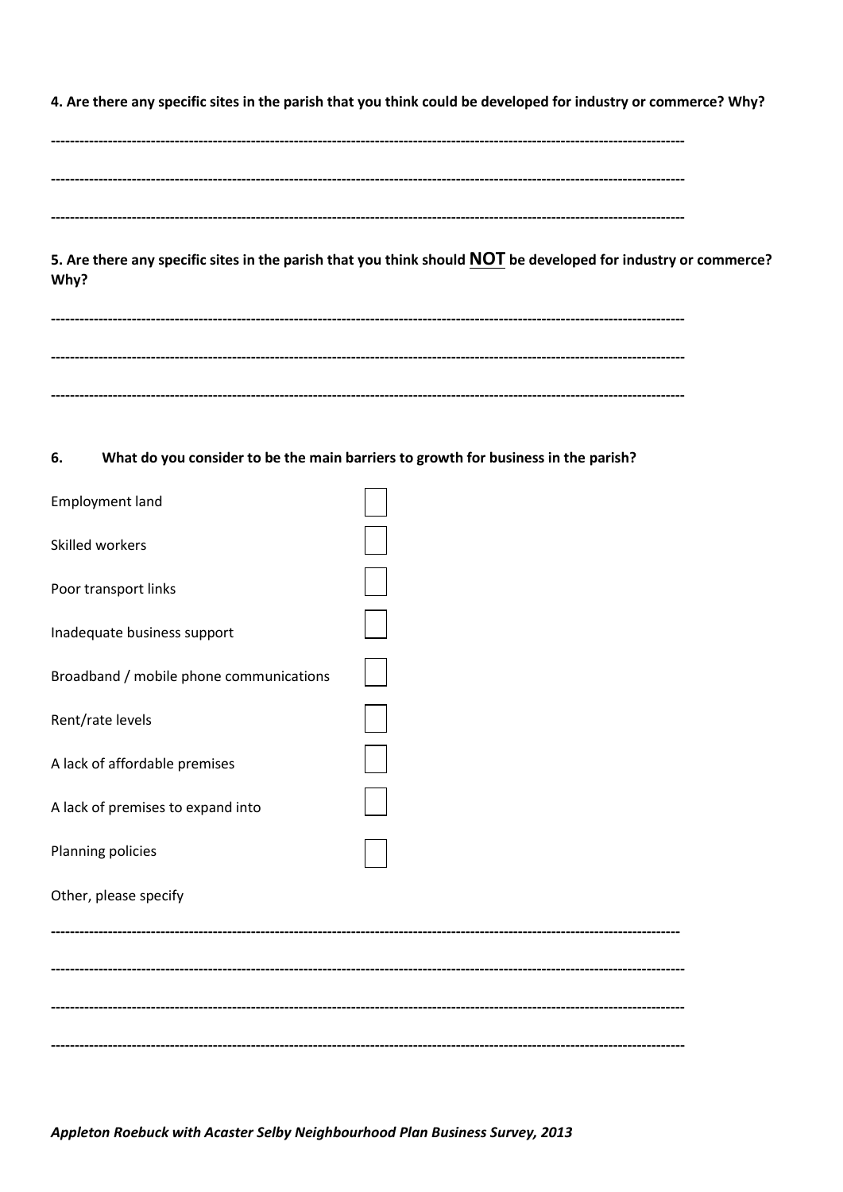**4. Are there any specific sites in the parish that you think could be developed for industry or commerce? Why?**

---

---

---

**5. Are there any specific sites in the parish that you think should <u>NOT</u> be developed for industry or commerce? Why?**

---

---

---

**6. What do you consider to be the main barriers to growth for business in the parish?**

- Employment land ☐
- Skilled workers ☐
- Poor transport links ☐
- Inadequate business support ☐
- Broadband / mobile phone communications ☐
- Rent/rate levels ☐
- A lack of affordable premises ☐
- A lack of premises to expand into ☐
- Planning policies ☐

Other, please specify

---

---

---

---

*Appleton Roebuck with Acaster Selby Neighbourhood Plan Business Survey, 2013*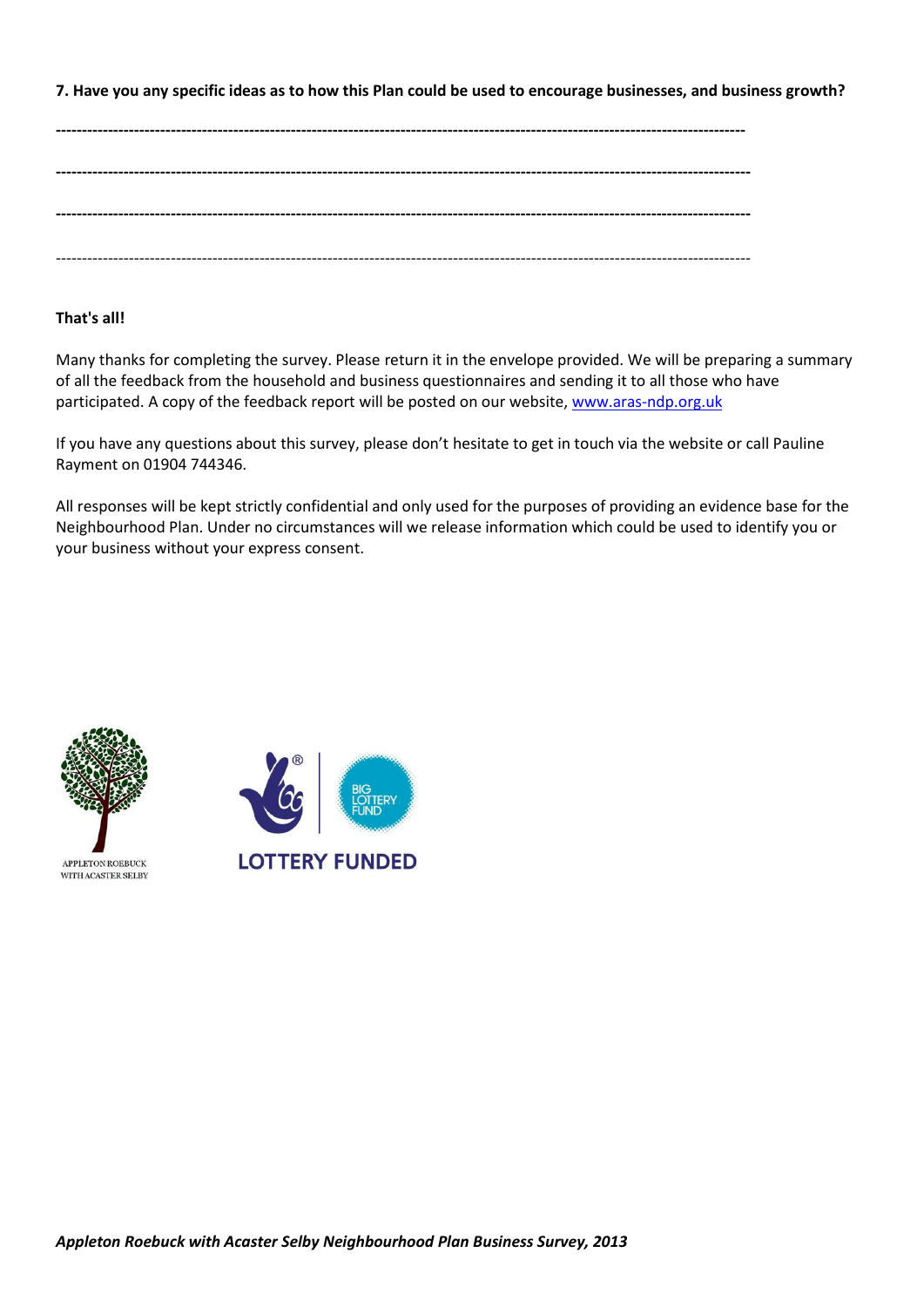**7. Have you any specific ideas as to how this Plan could be used to encourage businesses, and business growth?**

----------------------------------------------------------------------------------------------------------------------------

----------------------------------------------------------------------------------------------------------------------------

----------------------------------------------------------------------------------------------------------------------------

----------------------------------------------------------------------------------------------------------------------------

**That's all!**

Many thanks for completing the survey. Please return it in the envelope provided. We will be preparing a summary of all the feedback from the household and business questionnaires and sending it to all those who have participated. A copy of the feedback report will be posted on our website, [www.aras-ndp.org.uk](www.aras-ndp.org.uk)

If you have any questions about this survey, please don't hesitate to get in touch via the website or call Pauline Rayment on 01904 744346.

All responses will be kept strictly confidential and only used for the purposes of providing an evidence base for the Neighbourhood Plan. Under no circumstances will we release information which could be used to identify you or your business without your express consent.

APPLETON ROEBUCK WITH ACASTER SELBY

BIG LOTTERY FUND

LOTTERY FUNDED

*Appleton Roebuck with Acaster Selby Neighbourhood Plan Business Survey, 2013*